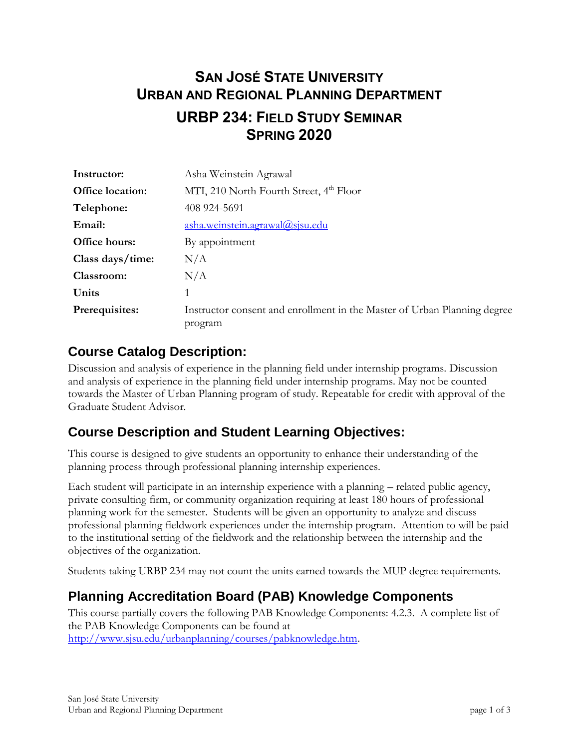# SAN JOSÉ STATE UNIVERSITY
# URBAN AND REGIONAL PLANNING DEPARTMENT
## URBP 234: FIELD STUDY SEMINAR
## SPRING 2020

| | |
|---|---|
| **Instructor:** | Asha Weinstein Agrawal |
| **Office location:** | MTI, 210 North Fourth Street, 4th Floor |
| **Telephone:** | 408 924-5691 |
| **Email:** | asha.weinstein.agrawal@sjsu.edu |
| **Office hours:** | By appointment |
| **Class days/time:** | N/A |
| **Classroom:** | N/A |
| **Units** | 1 |
| **Prerequisites:** | Instructor consent and enrollment in the Master of Urban Planning degree program |

## Course Catalog Description:

Discussion and analysis of experience in the planning field under internship programs. Discussion and analysis of experience in the planning field under internship programs. May not be counted towards the Master of Urban Planning program of study. Repeatable for credit with approval of the Graduate Student Advisor.

## Course Description and Student Learning Objectives:

This course is designed to give students an opportunity to enhance their understanding of the planning process through professional planning internship experiences.

Each student will participate in an internship experience with a planning – related public agency, private consulting firm, or community organization requiring at least 180 hours of professional planning work for the semester. Students will be given an opportunity to analyze and discuss professional planning fieldwork experiences under the internship program. Attention to will be paid to the institutional setting of the fieldwork and the relationship between the internship and the objectives of the organization.

Students taking URBP 234 may not count the units earned towards the MUP degree requirements.

## Planning Accreditation Board (PAB) Knowledge Components

This course partially covers the following PAB Knowledge Components: 4.2.3. A complete list of the PAB Knowledge Components can be found at http://www.sjsu.edu/urbanplanning/courses/pabknowledge.htm.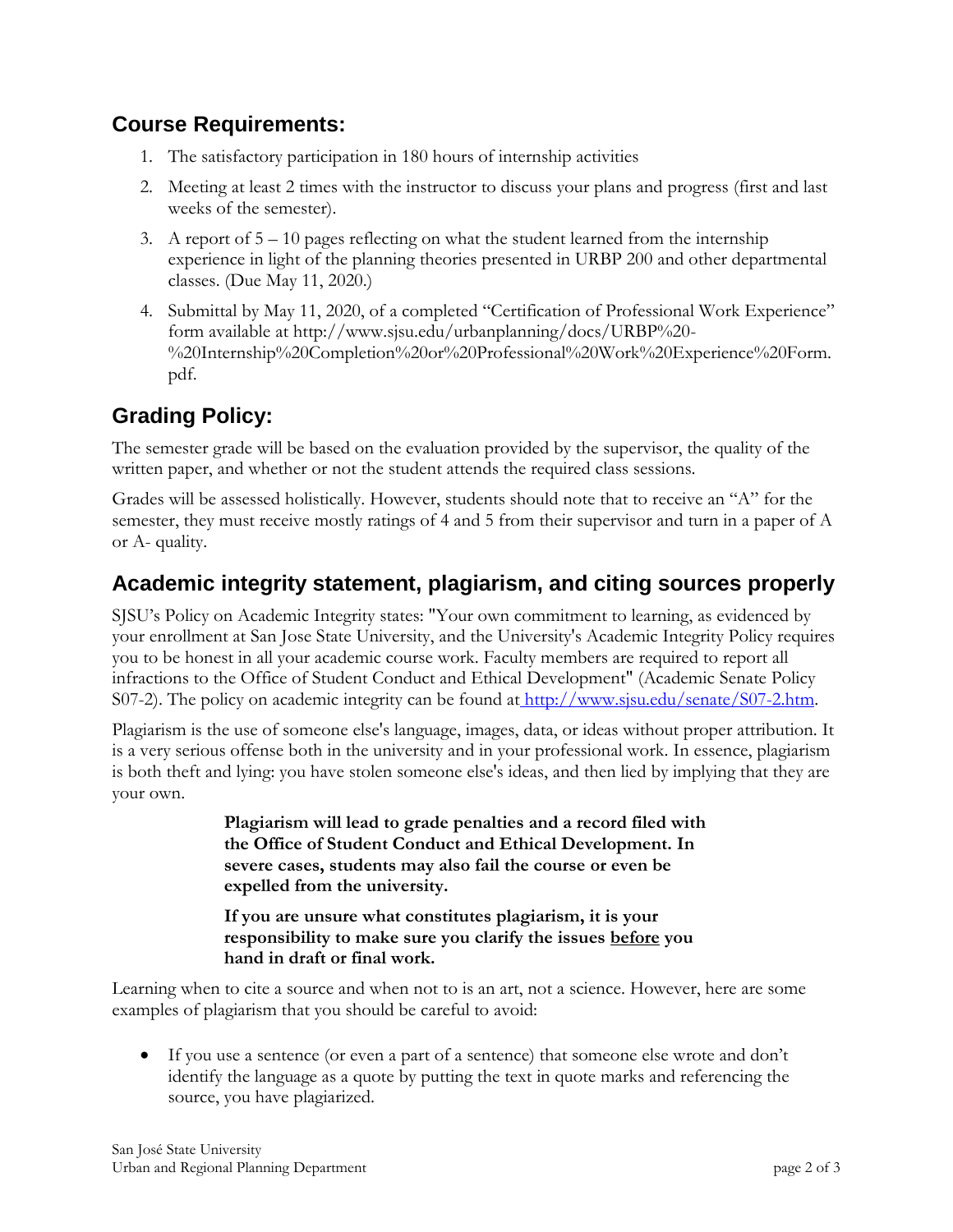## Course Requirements:

1. The satisfactory participation in 180 hours of internship activities
2. Meeting at least 2 times with the instructor to discuss your plans and progress (first and last weeks of the semester).
3. A report of 5 – 10 pages reflecting on what the student learned from the internship experience in light of the planning theories presented in URBP 200 and other departmental classes. (Due May 11, 2020.)
4. Submittal by May 11, 2020, of a completed "Certification of Professional Work Experience" form available at http://www.sjsu.edu/urbanplanning/docs/URBP%20-%20Internship%20Completion%20or%20Professional%20Work%20Experience%20Form.pdf.

## Grading Policy:

The semester grade will be based on the evaluation provided by the supervisor, the quality of the written paper, and whether or not the student attends the required class sessions.

Grades will be assessed holistically. However, students should note that to receive an "A" for the semester, they must receive mostly ratings of 4 and 5 from their supervisor and turn in a paper of A or A- quality.

## Academic integrity statement, plagiarism, and citing sources properly

SJSU's Policy on Academic Integrity states: "Your own commitment to learning, as evidenced by your enrollment at San Jose State University, and the University's Academic Integrity Policy requires you to be honest in all your academic course work. Faculty members are required to report all infractions to the Office of Student Conduct and Ethical Development" (Academic Senate Policy S07-2). The policy on academic integrity can be found at http://www.sjsu.edu/senate/S07-2.htm.

Plagiarism is the use of someone else's language, images, data, or ideas without proper attribution. It is a very serious offense both in the university and in your professional work. In essence, plagiarism is both theft and lying: you have stolen someone else's ideas, and then lied by implying that they are your own.

> **Plagiarism will lead to grade penalties and a record filed with the Office of Student Conduct and Ethical Development. In severe cases, students may also fail the course or even be expelled from the university.**
>
> **If you are unsure what constitutes plagiarism, it is your responsibility to make sure you clarify the issues before you hand in draft or final work.**

Learning when to cite a source and when not to is an art, not a science. However, here are some examples of plagiarism that you should be careful to avoid:

- If you use a sentence (or even a part of a sentence) that someone else wrote and don't identify the language as a quote by putting the text in quote marks and referencing the source, you have plagiarized.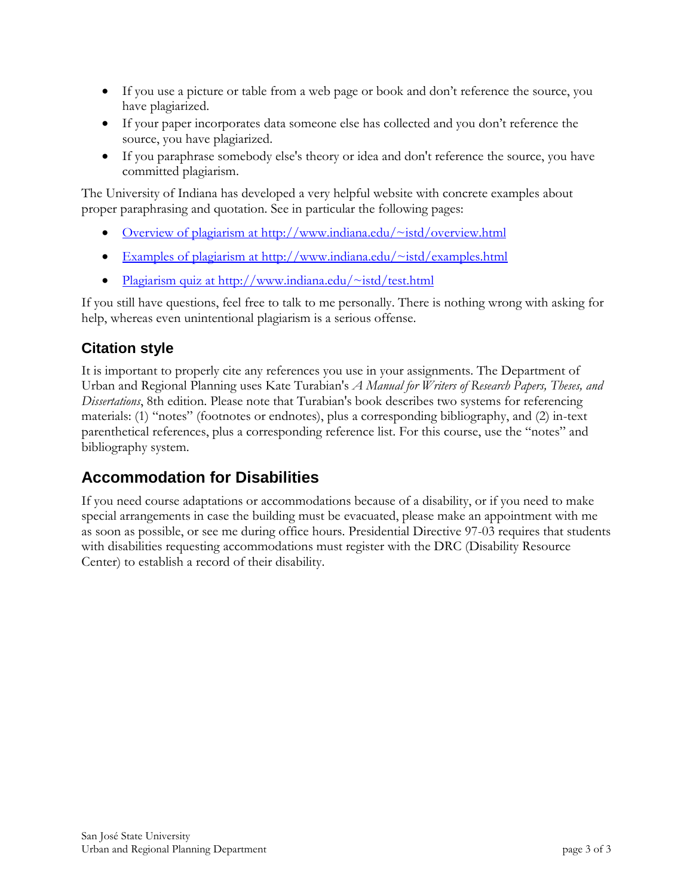- If you use a picture or table from a web page or book and don't reference the source, you have plagiarized.
- If your paper incorporates data someone else has collected and you don't reference the source, you have plagiarized.
- If you paraphrase somebody else's theory or idea and don't reference the source, you have committed plagiarism.

The University of Indiana has developed a very helpful website with concrete examples about proper paraphrasing and quotation. See in particular the following pages:

- [Overview of plagiarism at http://www.indiana.edu/~istd/overview.html](http://www.indiana.edu/~istd/overview.html)
- [Examples of plagiarism at http://www.indiana.edu/~istd/examples.html](http://www.indiana.edu/~istd/examples.html)
- [Plagiarism quiz at http://www.indiana.edu/~istd/test.html](http://www.indiana.edu/~istd/test.html)

If you still have questions, feel free to talk to me personally. There is nothing wrong with asking for help, whereas even unintentional plagiarism is a serious offense.

### Citation style

It is important to properly cite any references you use in your assignments. The Department of Urban and Regional Planning uses Kate Turabian's *A Manual for Writers of Research Papers, Theses, and Dissertations*, 8th edition. Please note that Turabian's book describes two systems for referencing materials: (1) "notes" (footnotes or endnotes), plus a corresponding bibliography, and (2) in-text parenthetical references, plus a corresponding reference list. For this course, use the "notes" and bibliography system.

## Accommodation for Disabilities

If you need course adaptations or accommodations because of a disability, or if you need to make special arrangements in case the building must be evacuated, please make an appointment with me as soon as possible, or see me during office hours. Presidential Directive 97-03 requires that students with disabilities requesting accommodations must register with the DRC (Disability Resource Center) to establish a record of their disability.